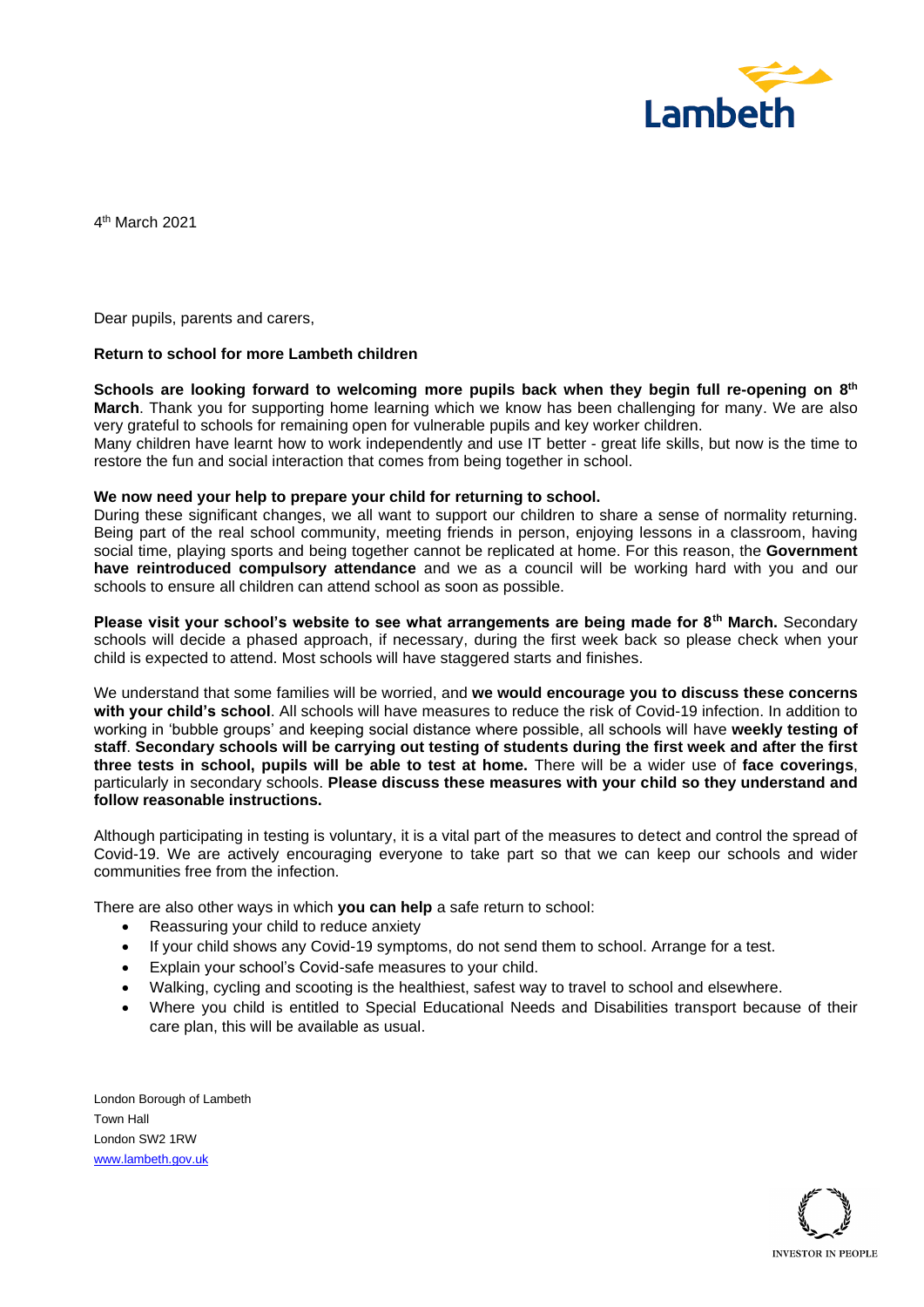Lambeth

4th March 2021

Dear pupils, parents and carers,

**Return to school for more Lambeth children**

**Schools are looking forward to welcoming more pupils back when they begin full re-opening on 8th March**. Thank you for supporting home learning which we know has been challenging for many. We are also very grateful to schools for remaining open for vulnerable pupils and key worker children.
Many children have learnt how to work independently and use IT better - great life skills, but now is the time to restore the fun and social interaction that comes from being together in school.

**We now need your help to prepare your child for returning to school.**
During these significant changes, we all want to support our children to share a sense of normality returning. Being part of the real school community, meeting friends in person, enjoying lessons in a classroom, having social time, playing sports and being together cannot be replicated at home. For this reason, the **Government have reintroduced compulsory attendance** and we as a council will be working hard with you and our schools to ensure all children can attend school as soon as possible.

**Please visit your school's website to see what arrangements are being made for 8th March.** Secondary schools will decide a phased approach, if necessary, during the first week back so please check when your child is expected to attend. Most schools will have staggered starts and finishes.

We understand that some families will be worried, and **we would encourage you to discuss these concerns with your child's school**. All schools will have measures to reduce the risk of Covid-19 infection. In addition to working in 'bubble groups' and keeping social distance where possible, all schools will have **weekly testing of staff**. **Secondary schools will be carrying out testing of students during the first week and after the first three tests in school, pupils will be able to test at home.** There will be a wider use of **face coverings**, particularly in secondary schools. **Please discuss these measures with your child so they understand and follow reasonable instructions.**

Although participating in testing is voluntary, it is a vital part of the measures to detect and control the spread of Covid-19. We are actively encouraging everyone to take part so that we can keep our schools and wider communities free from the infection.

There are also other ways in which **you can help** a safe return to school:

- Reassuring your child to reduce anxiety
- If your child shows any Covid-19 symptoms, do not send them to school. Arrange for a test.
- Explain your school's Covid-safe measures to your child.
- Walking, cycling and scooting is the healthiest, safest way to travel to school and elsewhere.
- Where you child is entitled to Special Educational Needs and Disabilities transport because of their care plan, this will be available as usual.

London Borough of Lambeth
Town Hall
London SW2 1RW
www.lambeth.gov.uk

INVESTOR IN PEOPLE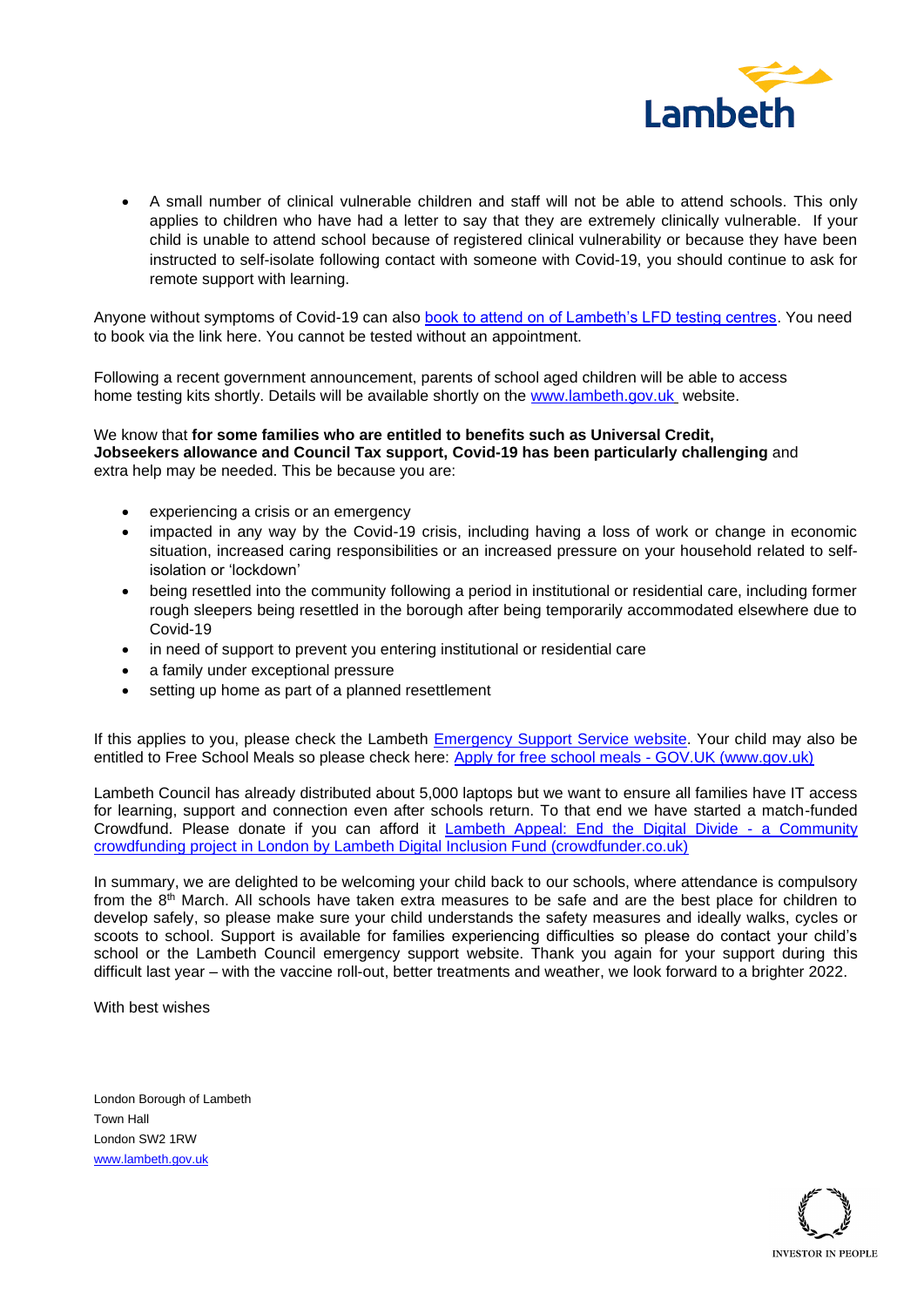- A small number of clinical vulnerable children and staff will not be able to attend schools. This only applies to children who have had a letter to say that they are extremely clinically vulnerable. If your child is unable to attend school because of registered clinical vulnerability or because they have been instructed to self-isolate following contact with someone with Covid-19, you should continue to ask for remote support with learning.

Anyone without symptoms of Covid-19 can also book to attend on of Lambeth's LFD testing centres. You need to book via the link here. You cannot be tested without an appointment.

Following a recent government announcement, parents of school aged children will be able to access home testing kits shortly. Details will be available shortly on the www.lambeth.gov.uk website.

We know that **for some families who are entitled to benefits such as Universal Credit, Jobseekers allowance and Council Tax support, Covid-19 has been particularly challenging** and extra help may be needed. This be because you are:

- experiencing a crisis or an emergency
- impacted in any way by the Covid-19 crisis, including having a loss of work or change in economic situation, increased caring responsibilities or an increased pressure on your household related to self-isolation or 'lockdown'
- being resettled into the community following a period in institutional or residential care, including former rough sleepers being resettled in the borough after being temporarily accommodated elsewhere due to Covid-19
- in need of support to prevent you entering institutional or residential care
- a family under exceptional pressure
- setting up home as part of a planned resettlement

If this applies to you, please check the Lambeth Emergency Support Service website. Your child may also be entitled to Free School Meals so please check here: Apply for free school meals - GOV.UK (www.gov.uk)

Lambeth Council has already distributed about 5,000 laptops but we want to ensure all families have IT access for learning, support and connection even after schools return. To that end we have started a match-funded Crowdfund. Please donate if you can afford it Lambeth Appeal: End the Digital Divide - a Community crowdfunding project in London by Lambeth Digital Inclusion Fund (crowdfunder.co.uk)

In summary, we are delighted to be welcoming your child back to our schools, where attendance is compulsory from the 8th March. All schools have taken extra measures to be safe and are the best place for children to develop safely, so please make sure your child understands the safety measures and ideally walks, cycles or scoots to school. Support is available for families experiencing difficulties so please do contact your child's school or the Lambeth Council emergency support website. Thank you again for your support during this difficult last year – with the vaccine roll-out, better treatments and weather, we look forward to a brighter 2022.

With best wishes

London Borough of Lambeth
Town Hall
London SW2 1RW
www.lambeth.gov.uk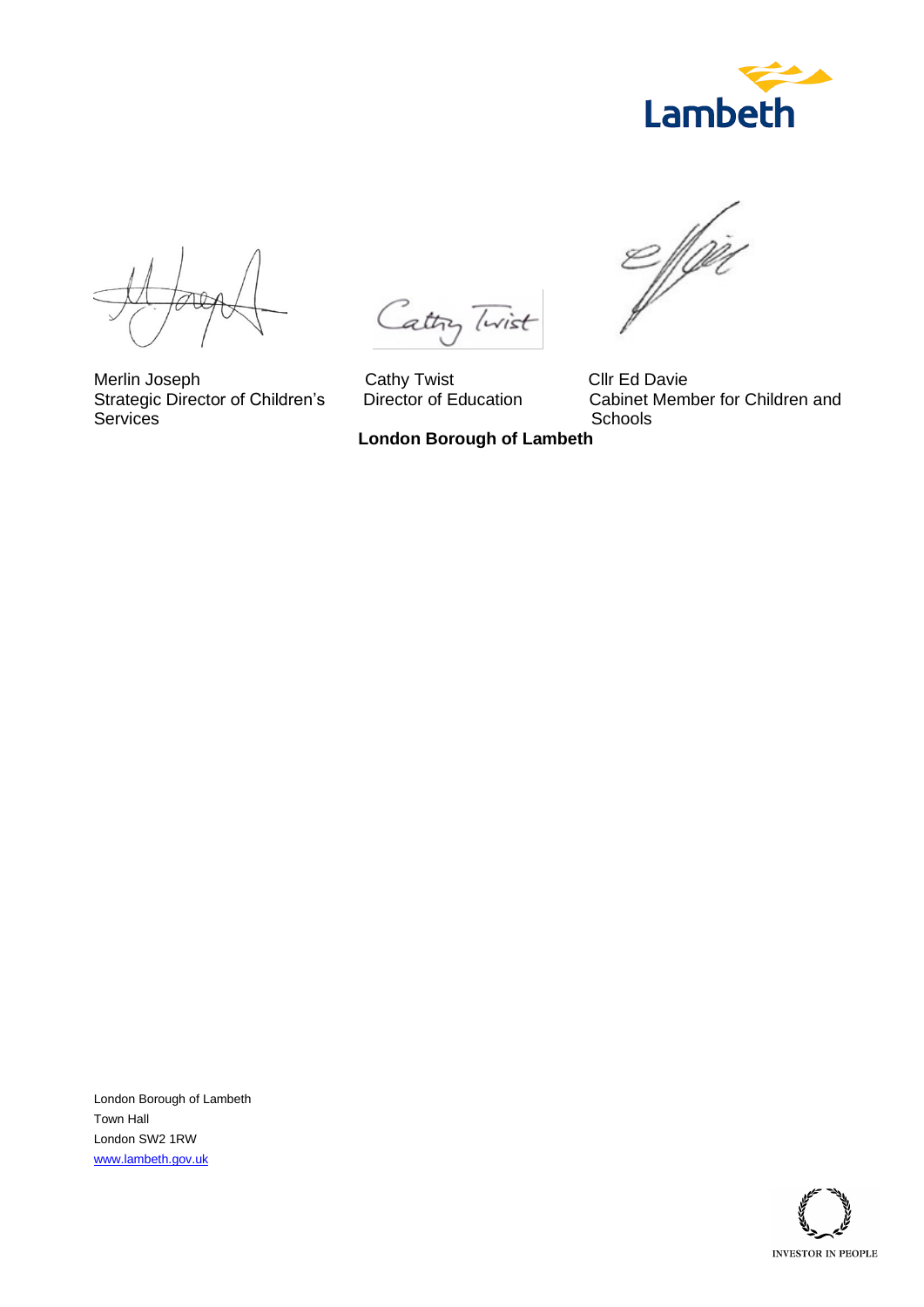Merlin Joseph
Strategic Director of Children's Services

Cathy Twist
Director of Education

Cllr Ed Davie
Cabinet Member for Children and Schools

**London Borough of Lambeth**

London Borough of Lambeth
Town Hall
London SW2 1RW
www.lambeth.gov.uk

INVESTOR IN PEOPLE